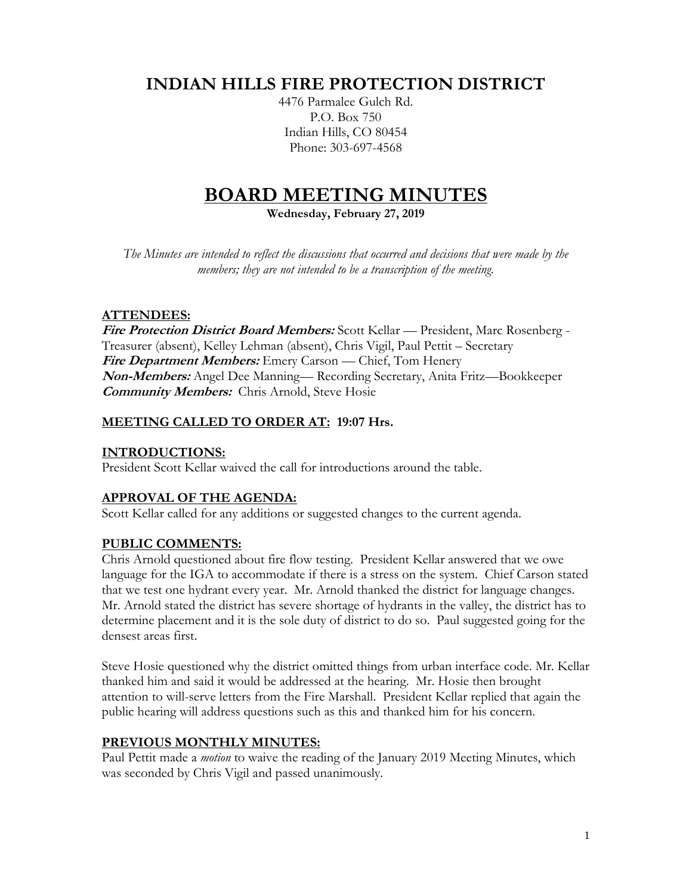# INDIAN HILLS FIRE PROTECTION DISTRICT

4476 Parmalee Gulch Rd.
P.O. Box 750
Indian Hills, CO 80454
Phone: 303-697-4568

# BOARD MEETING MINUTES

**Wednesday, February 27, 2019**

*The Minutes are intended to reflect the discussions that occurred and decisions that were made by the members; they are not intended to be a transcription of the meeting.*

## ATTENDEES:

***Fire Protection District Board Members:*** Scott Kellar — President, Marc Rosenberg - Treasurer (absent), Kelley Lehman (absent), Chris Vigil, Paul Pettit – Secretary
***Fire Department Members:*** Emery Carson — Chief, Tom Henery
***Non-Members:*** Angel Dee Manning— Recording Secretary, Anita Fritz—Bookkeeper
***Community Members:*** Chris Arnold, Steve Hosie

## MEETING CALLED TO ORDER AT: 19:07 Hrs.

## INTRODUCTIONS:

President Scott Kellar waived the call for introductions around the table.

## APPROVAL OF THE AGENDA:

Scott Kellar called for any additions or suggested changes to the current agenda.

## PUBLIC COMMENTS:

Chris Arnold questioned about fire flow testing. President Kellar answered that we owe language for the IGA to accommodate if there is a stress on the system. Chief Carson stated that we test one hydrant every year. Mr. Arnold thanked the district for language changes. Mr. Arnold stated the district has severe shortage of hydrants in the valley, the district has to determine placement and it is the sole duty of district to do so. Paul suggested going for the densest areas first.

Steve Hosie questioned why the district omitted things from urban interface code. Mr. Kellar thanked him and said it would be addressed at the hearing. Mr. Hosie then brought attention to will-serve letters from the Fire Marshall. President Kellar replied that again the public hearing will address questions such as this and thanked him for his concern.

## PREVIOUS MONTHLY MINUTES:

Paul Pettit made a *motion* to waive the reading of the January 2019 Meeting Minutes, which was seconded by Chris Vigil and passed unanimously.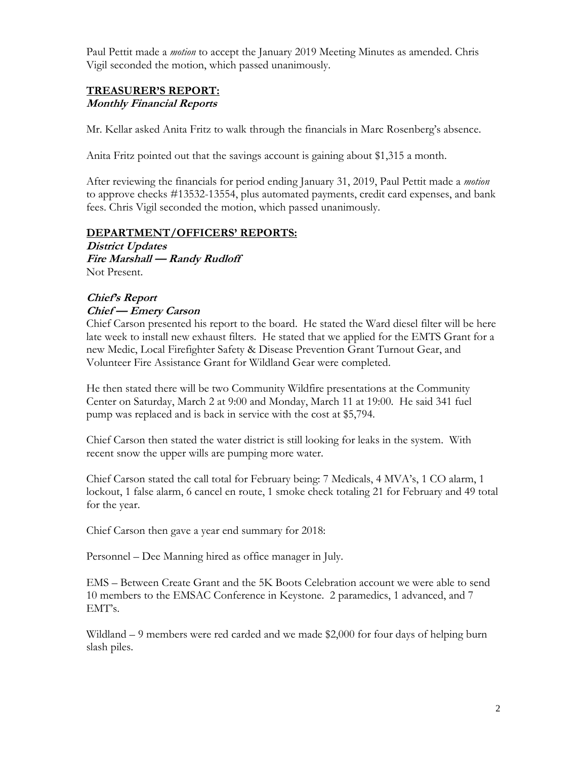Paul Pettit made a *motion* to accept the January 2019 Meeting Minutes as amended. Chris Vigil seconded the motion, which passed unanimously.

## TREASURER'S REPORT:

***Monthly Financial Reports***

Mr. Kellar asked Anita Fritz to walk through the financials in Marc Rosenberg's absence.

Anita Fritz pointed out that the savings account is gaining about $1,315 a month.

After reviewing the financials for period ending January 31, 2019, Paul Pettit made a *motion* to approve checks #13532-13554, plus automated payments, credit card expenses, and bank fees. Chris Vigil seconded the motion, which passed unanimously.

## DEPARTMENT/OFFICERS' REPORTS:

***District Updates***

***Fire Marshall — Randy Rudloff***

Not Present.

***Chief's Report***

***Chief — Emery Carson***

Chief Carson presented his report to the board. He stated the Ward diesel filter will be here late week to install new exhaust filters. He stated that we applied for the EMTS Grant for a new Medic, Local Firefighter Safety & Disease Prevention Grant Turnout Gear, and Volunteer Fire Assistance Grant for Wildland Gear were completed.

He then stated there will be two Community Wildfire presentations at the Community Center on Saturday, March 2 at 9:00 and Monday, March 11 at 19:00. He said 341 fuel pump was replaced and is back in service with the cost at $5,794.

Chief Carson then stated the water district is still looking for leaks in the system. With recent snow the upper wills are pumping more water.

Chief Carson stated the call total for February being: 7 Medicals, 4 MVA's, 1 CO alarm, 1 lockout, 1 false alarm, 6 cancel en route, 1 smoke check totaling 21 for February and 49 total for the year.

Chief Carson then gave a year end summary for 2018:

Personnel – Dee Manning hired as office manager in July.

EMS – Between Create Grant and the 5K Boots Celebration account we were able to send 10 members to the EMSAC Conference in Keystone. 2 paramedics, 1 advanced, and 7 EMT's.

Wildland – 9 members were red carded and we made $2,000 for four days of helping burn slash piles.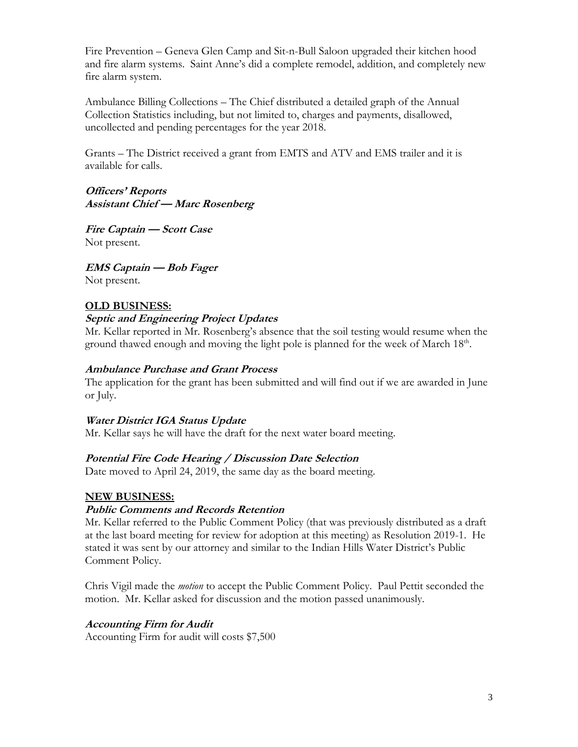Fire Prevention – Geneva Glen Camp and Sit-n-Bull Saloon upgraded their kitchen hood and fire alarm systems. Saint Anne's did a complete remodel, addition, and completely new fire alarm system.

Ambulance Billing Collections – The Chief distributed a detailed graph of the Annual Collection Statistics including, but not limited to, charges and payments, disallowed, uncollected and pending percentages for the year 2018.

Grants – The District received a grant from EMTS and ATV and EMS trailer and it is available for calls.

***Officers' Reports***
***Assistant Chief — Marc Rosenberg***

***Fire Captain — Scott Case***
Not present.

***EMS Captain — Bob Fager***
Not present.

**OLD BUSINESS:**

***Septic and Engineering Project Updates***
Mr. Kellar reported in Mr. Rosenberg's absence that the soil testing would resume when the ground thawed enough and moving the light pole is planned for the week of March 18th.

***Ambulance Purchase and Grant Process***
The application for the grant has been submitted and will find out if we are awarded in June or July.

***Water District IGA Status Update***
Mr. Kellar says he will have the draft for the next water board meeting.

***Potential Fire Code Hearing / Discussion Date Selection***
Date moved to April 24, 2019, the same day as the board meeting.

**NEW BUSINESS:**

***Public Comments and Records Retention***
Mr. Kellar referred to the Public Comment Policy (that was previously distributed as a draft at the last board meeting for review for adoption at this meeting) as Resolution 2019-1. He stated it was sent by our attorney and similar to the Indian Hills Water District's Public Comment Policy.

Chris Vigil made the *motion* to accept the Public Comment Policy. Paul Pettit seconded the motion. Mr. Kellar asked for discussion and the motion passed unanimously.

***Accounting Firm for Audit***
Accounting Firm for audit will costs $7,500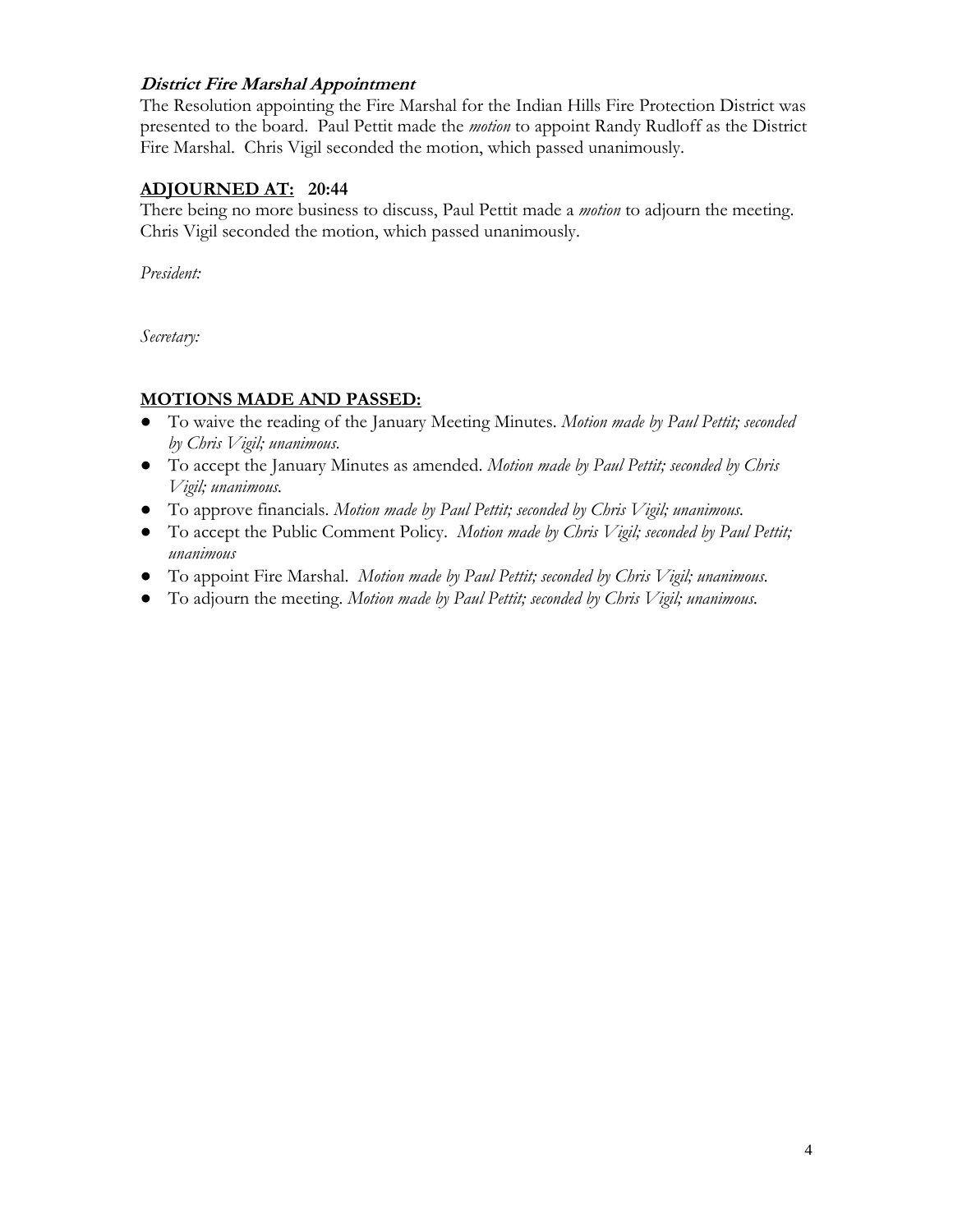### ***District Fire Marshal Appointment***

The Resolution appointing the Fire Marshal for the Indian Hills Fire Protection District was presented to the board. Paul Pettit made the *motion* to appoint Randy Rudloff as the District Fire Marshal. Chris Vigil seconded the motion, which passed unanimously.

## **ADJOURNED AT: 20:44**

There being no more business to discuss, Paul Pettit made a *motion* to adjourn the meeting. Chris Vigil seconded the motion, which passed unanimously.

*President:*

*Secretary:*

## **MOTIONS MADE AND PASSED:**

- To waive the reading of the January Meeting Minutes. *Motion made by Paul Pettit; seconded by Chris Vigil; unanimous.*
- To accept the January Minutes as amended. *Motion made by Paul Pettit; seconded by Chris Vigil; unanimous.*
- To approve financials. *Motion made by Paul Pettit; seconded by Chris Vigil; unanimous.*
- To accept the Public Comment Policy. *Motion made by Chris Vigil; seconded by Paul Pettit; unanimous*
- To appoint Fire Marshal. *Motion made by Paul Pettit; seconded by Chris Vigil; unanimous.*
- To adjourn the meeting. *Motion made by Paul Pettit; seconded by Chris Vigil; unanimous.*